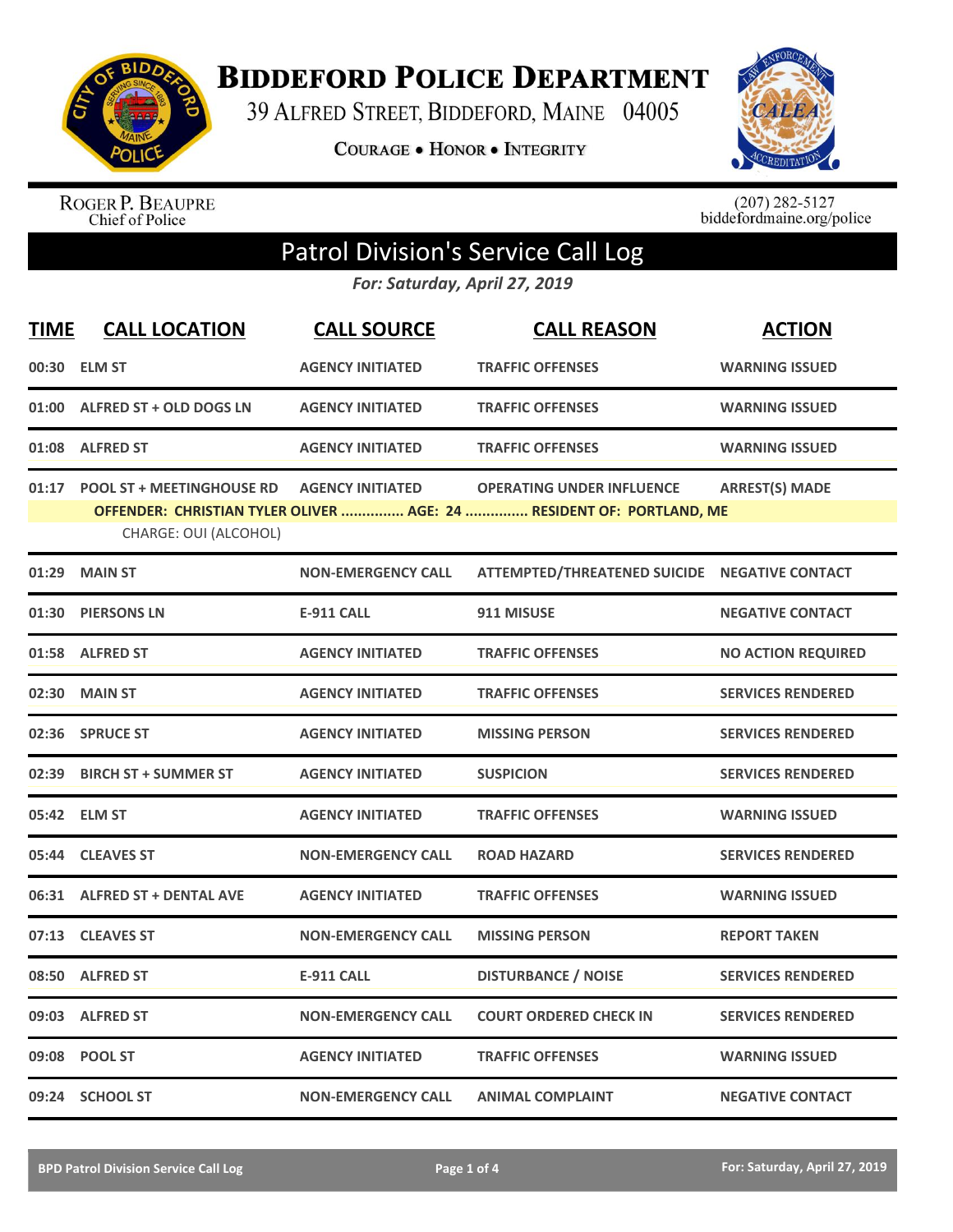# Biddeford Police Department

39 Alfred Street, Biddeford, Maine 04005

Courage • Honor • Integrity

Roger P. Beaupre
Chief of Police

(207) 282-5127
biddefordmaine.org/police

## Patrol Division's Service Call Log

*For: Saturday, April 27, 2019*

| TIME | CALL LOCATION | CALL SOURCE | CALL REASON | ACTION |
|---|---|---|---|---|
| 00:30 | ELM ST | AGENCY INITIATED | TRAFFIC OFFENSES | WARNING ISSUED |
| 01:00 | ALFRED ST + OLD DOGS LN | AGENCY INITIATED | TRAFFIC OFFENSES | WARNING ISSUED |
| 01:08 | ALFRED ST | AGENCY INITIATED | TRAFFIC OFFENSES | WARNING ISSUED |
| 01:17 | POOL ST + MEETINGHOUSE RD | AGENCY INITIATED | OPERATING UNDER INFLUENCE | ARREST(S) MADE |
| | OFFENDER: CHRISTIAN TYLER OLIVER ............... AGE: 24 ............... RESIDENT OF: PORTLAND, ME | | | |
| | CHARGE: OUI (ALCOHOL) | | | |
| 01:29 | MAIN ST | NON-EMERGENCY CALL | ATTEMPTED/THREATENED SUICIDE | NEGATIVE CONTACT |
| 01:30 | PIERSONS LN | E-911 CALL | 911 MISUSE | NEGATIVE CONTACT |
| 01:58 | ALFRED ST | AGENCY INITIATED | TRAFFIC OFFENSES | NO ACTION REQUIRED |
| 02:30 | MAIN ST | AGENCY INITIATED | TRAFFIC OFFENSES | SERVICES RENDERED |
| 02:36 | SPRUCE ST | AGENCY INITIATED | MISSING PERSON | SERVICES RENDERED |
| 02:39 | BIRCH ST + SUMMER ST | AGENCY INITIATED | SUSPICION | SERVICES RENDERED |
| 05:42 | ELM ST | AGENCY INITIATED | TRAFFIC OFFENSES | WARNING ISSUED |
| 05:44 | CLEAVES ST | NON-EMERGENCY CALL | ROAD HAZARD | SERVICES RENDERED |
| 06:31 | ALFRED ST + DENTAL AVE | AGENCY INITIATED | TRAFFIC OFFENSES | WARNING ISSUED |
| 07:13 | CLEAVES ST | NON-EMERGENCY CALL | MISSING PERSON | REPORT TAKEN |
| 08:50 | ALFRED ST | E-911 CALL | DISTURBANCE / NOISE | SERVICES RENDERED |
| 09:03 | ALFRED ST | NON-EMERGENCY CALL | COURT ORDERED CHECK IN | SERVICES RENDERED |
| 09:08 | POOL ST | AGENCY INITIATED | TRAFFIC OFFENSES | WARNING ISSUED |
| 09:24 | SCHOOL ST | NON-EMERGENCY CALL | ANIMAL COMPLAINT | NEGATIVE CONTACT |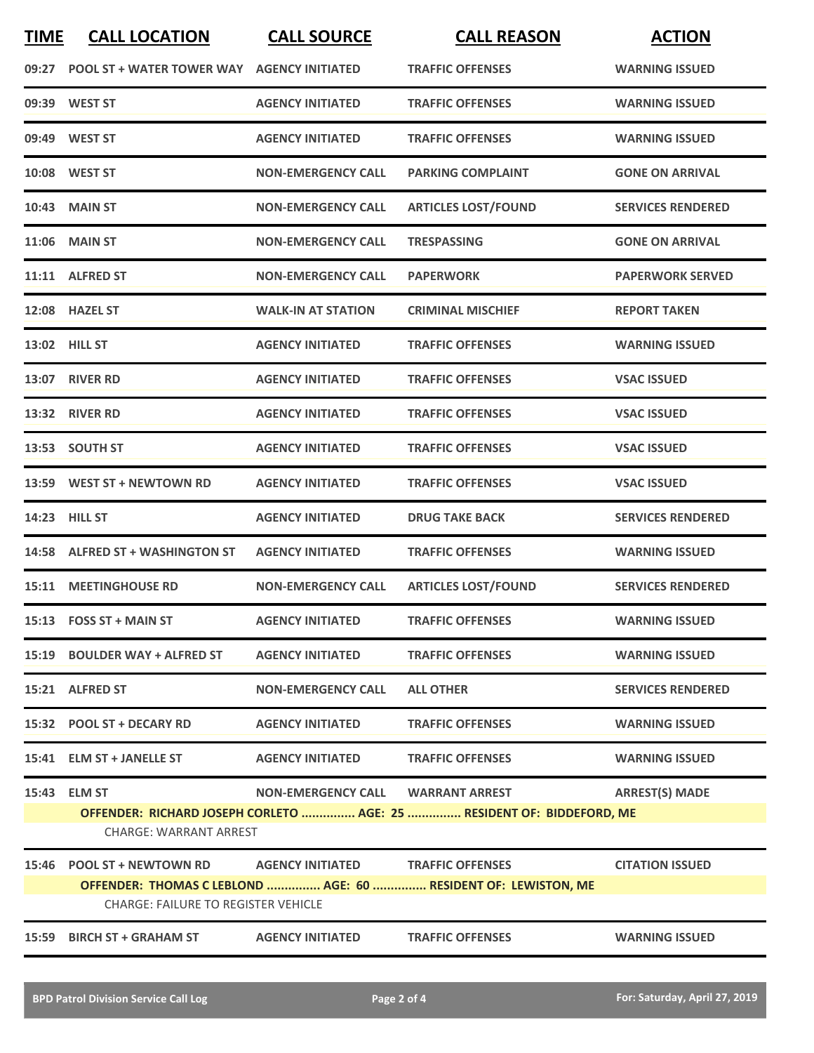| TIME | CALL LOCATION | CALL SOURCE | CALL REASON | ACTION |
|---|---|---|---|---|
| 09:27 | POOL ST + WATER TOWER WAY | AGENCY INITIATED | TRAFFIC OFFENSES | WARNING ISSUED |
| 09:39 | WEST ST | AGENCY INITIATED | TRAFFIC OFFENSES | WARNING ISSUED |
| 09:49 | WEST ST | AGENCY INITIATED | TRAFFIC OFFENSES | WARNING ISSUED |
| 10:08 | WEST ST | NON-EMERGENCY CALL | PARKING COMPLAINT | GONE ON ARRIVAL |
| 10:43 | MAIN ST | NON-EMERGENCY CALL | ARTICLES LOST/FOUND | SERVICES RENDERED |
| 11:06 | MAIN ST | NON-EMERGENCY CALL | TRESPASSING | GONE ON ARRIVAL |
| 11:11 | ALFRED ST | NON-EMERGENCY CALL | PAPERWORK | PAPERWORK SERVED |
| 12:08 | HAZEL ST | WALK-IN AT STATION | CRIMINAL MISCHIEF | REPORT TAKEN |
| 13:02 | HILL ST | AGENCY INITIATED | TRAFFIC OFFENSES | WARNING ISSUED |
| 13:07 | RIVER RD | AGENCY INITIATED | TRAFFIC OFFENSES | VSAC ISSUED |
| 13:32 | RIVER RD | AGENCY INITIATED | TRAFFIC OFFENSES | VSAC ISSUED |
| 13:53 | SOUTH ST | AGENCY INITIATED | TRAFFIC OFFENSES | VSAC ISSUED |
| 13:59 | WEST ST + NEWTOWN RD | AGENCY INITIATED | TRAFFIC OFFENSES | VSAC ISSUED |
| 14:23 | HILL ST | AGENCY INITIATED | DRUG TAKE BACK | SERVICES RENDERED |
| 14:58 | ALFRED ST + WASHINGTON ST | AGENCY INITIATED | TRAFFIC OFFENSES | WARNING ISSUED |
| 15:11 | MEETINGHOUSE RD | NON-EMERGENCY CALL | ARTICLES LOST/FOUND | SERVICES RENDERED |
| 15:13 | FOSS ST + MAIN ST | AGENCY INITIATED | TRAFFIC OFFENSES | WARNING ISSUED |
| 15:19 | BOULDER WAY + ALFRED ST | AGENCY INITIATED | TRAFFIC OFFENSES | WARNING ISSUED |
| 15:21 | ALFRED ST | NON-EMERGENCY CALL | ALL OTHER | SERVICES RENDERED |
| 15:32 | POOL ST + DECARY RD | AGENCY INITIATED | TRAFFIC OFFENSES | WARNING ISSUED |
| 15:41 | ELM ST + JANELLE ST | AGENCY INITIATED | TRAFFIC OFFENSES | WARNING ISSUED |
| 15:43 | ELM ST | NON-EMERGENCY CALL | WARRANT ARREST | ARREST(S) MADE |
| | OFFENDER: RICHARD JOSEPH CORLETO ............... AGE: 25 ............... RESIDENT OF: BIDDEFORD, ME | | | |
| | CHARGE: WARRANT ARREST | | | |
| 15:46 | POOL ST + NEWTOWN RD | AGENCY INITIATED | TRAFFIC OFFENSES | CITATION ISSUED |
| | OFFENDER: THOMAS C LEBLOND ............... AGE: 60 ............... RESIDENT OF: LEWISTON, ME | | | |
| | CHARGE: FAILURE TO REGISTER VEHICLE | | | |
| 15:59 | BIRCH ST + GRAHAM ST | AGENCY INITIATED | TRAFFIC OFFENSES | WARNING ISSUED |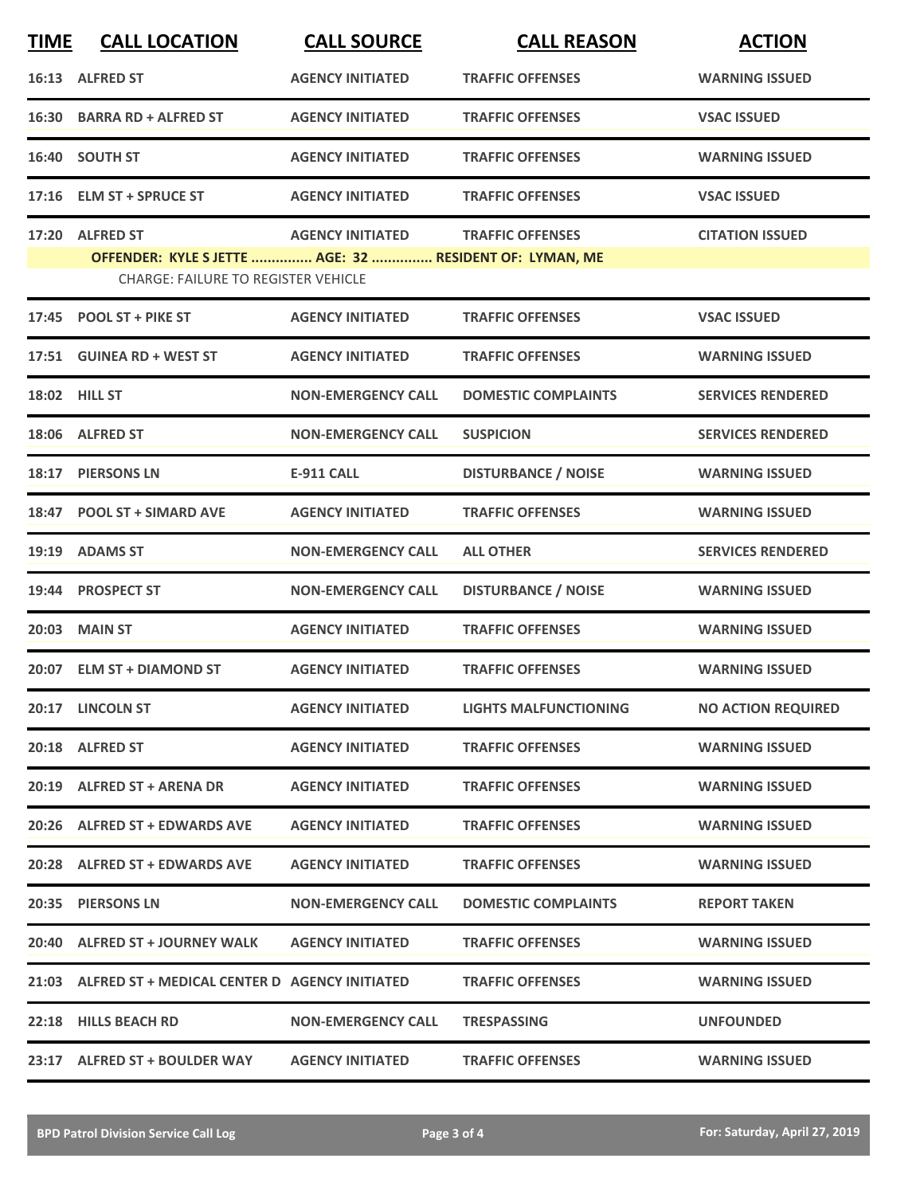| TIME | CALL LOCATION | CALL SOURCE | CALL REASON | ACTION |
|---|---|---|---|---|
| 16:13 | ALFRED ST | AGENCY INITIATED | TRAFFIC OFFENSES | WARNING ISSUED |
| 16:30 | BARRA RD + ALFRED ST | AGENCY INITIATED | TRAFFIC OFFENSES | VSAC ISSUED |
| 16:40 | SOUTH ST | AGENCY INITIATED | TRAFFIC OFFENSES | WARNING ISSUED |
| 17:16 | ELM ST + SPRUCE ST | AGENCY INITIATED | TRAFFIC OFFENSES | VSAC ISSUED |
| 17:20 | ALFRED ST | AGENCY INITIATED | TRAFFIC OFFENSES | CITATION ISSUED |
| | OFFENDER: KYLE S JETTE ............... AGE: 32 ............... RESIDENT OF: LYMAN, ME | | | |
| | CHARGE: FAILURE TO REGISTER VEHICLE | | | |
| 17:45 | POOL ST + PIKE ST | AGENCY INITIATED | TRAFFIC OFFENSES | VSAC ISSUED |
| 17:51 | GUINEA RD + WEST ST | AGENCY INITIATED | TRAFFIC OFFENSES | WARNING ISSUED |
| 18:02 | HILL ST | NON-EMERGENCY CALL | DOMESTIC COMPLAINTS | SERVICES RENDERED |
| 18:06 | ALFRED ST | NON-EMERGENCY CALL | SUSPICION | SERVICES RENDERED |
| 18:17 | PIERSONS LN | E-911 CALL | DISTURBANCE / NOISE | WARNING ISSUED |
| 18:47 | POOL ST + SIMARD AVE | AGENCY INITIATED | TRAFFIC OFFENSES | WARNING ISSUED |
| 19:19 | ADAMS ST | NON-EMERGENCY CALL | ALL OTHER | SERVICES RENDERED |
| 19:44 | PROSPECT ST | NON-EMERGENCY CALL | DISTURBANCE / NOISE | WARNING ISSUED |
| 20:03 | MAIN ST | AGENCY INITIATED | TRAFFIC OFFENSES | WARNING ISSUED |
| 20:07 | ELM ST + DIAMOND ST | AGENCY INITIATED | TRAFFIC OFFENSES | WARNING ISSUED |
| 20:17 | LINCOLN ST | AGENCY INITIATED | LIGHTS MALFUNCTIONING | NO ACTION REQUIRED |
| 20:18 | ALFRED ST | AGENCY INITIATED | TRAFFIC OFFENSES | WARNING ISSUED |
| 20:19 | ALFRED ST + ARENA DR | AGENCY INITIATED | TRAFFIC OFFENSES | WARNING ISSUED |
| 20:26 | ALFRED ST + EDWARDS AVE | AGENCY INITIATED | TRAFFIC OFFENSES | WARNING ISSUED |
| 20:28 | ALFRED ST + EDWARDS AVE | AGENCY INITIATED | TRAFFIC OFFENSES | WARNING ISSUED |
| 20:35 | PIERSONS LN | NON-EMERGENCY CALL | DOMESTIC COMPLAINTS | REPORT TAKEN |
| 20:40 | ALFRED ST + JOURNEY WALK | AGENCY INITIATED | TRAFFIC OFFENSES | WARNING ISSUED |
| 21:03 | ALFRED ST + MEDICAL CENTER D | AGENCY INITIATED | TRAFFIC OFFENSES | WARNING ISSUED |
| 22:18 | HILLS BEACH RD | NON-EMERGENCY CALL | TRESPASSING | UNFOUNDED |
| 23:17 | ALFRED ST + BOULDER WAY | AGENCY INITIATED | TRAFFIC OFFENSES | WARNING ISSUED |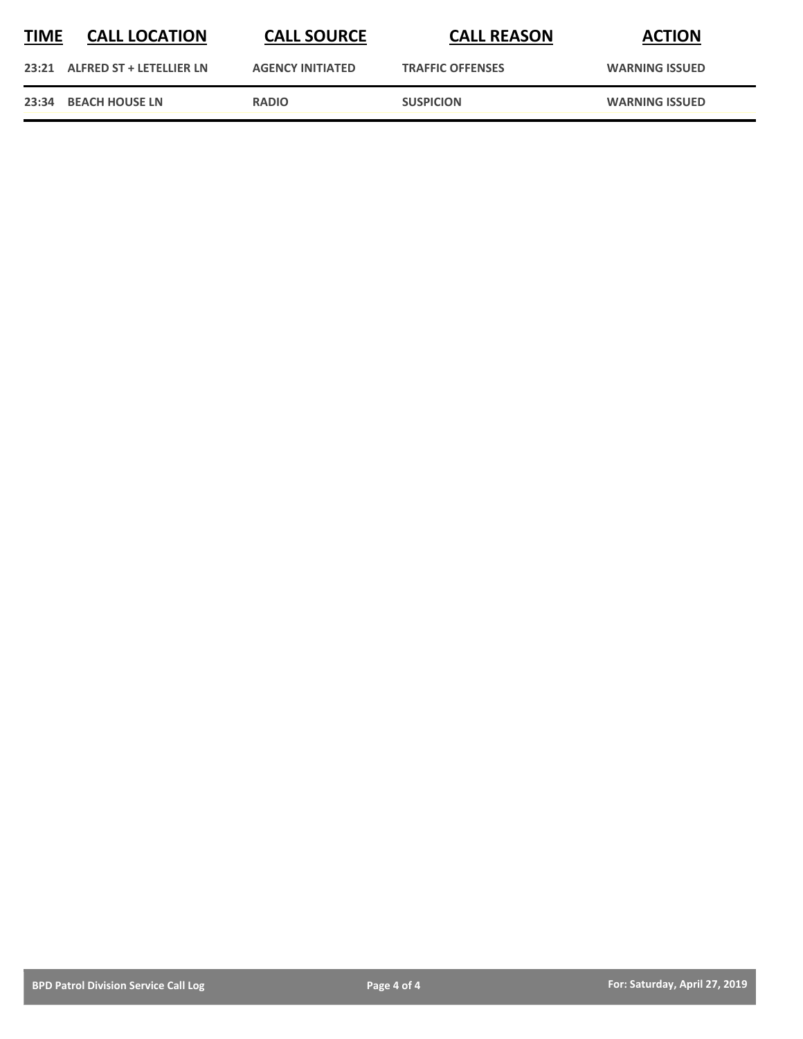| TIME | CALL LOCATION | CALL SOURCE | CALL REASON | ACTION |
| --- | --- | --- | --- | --- |
| 23:21 | ALFRED ST + LETELLIER LN | AGENCY INITIATED | TRAFFIC OFFENSES | WARNING ISSUED |
| 23:34 | BEACH HOUSE LN | RADIO | SUSPICION | WARNING ISSUED |